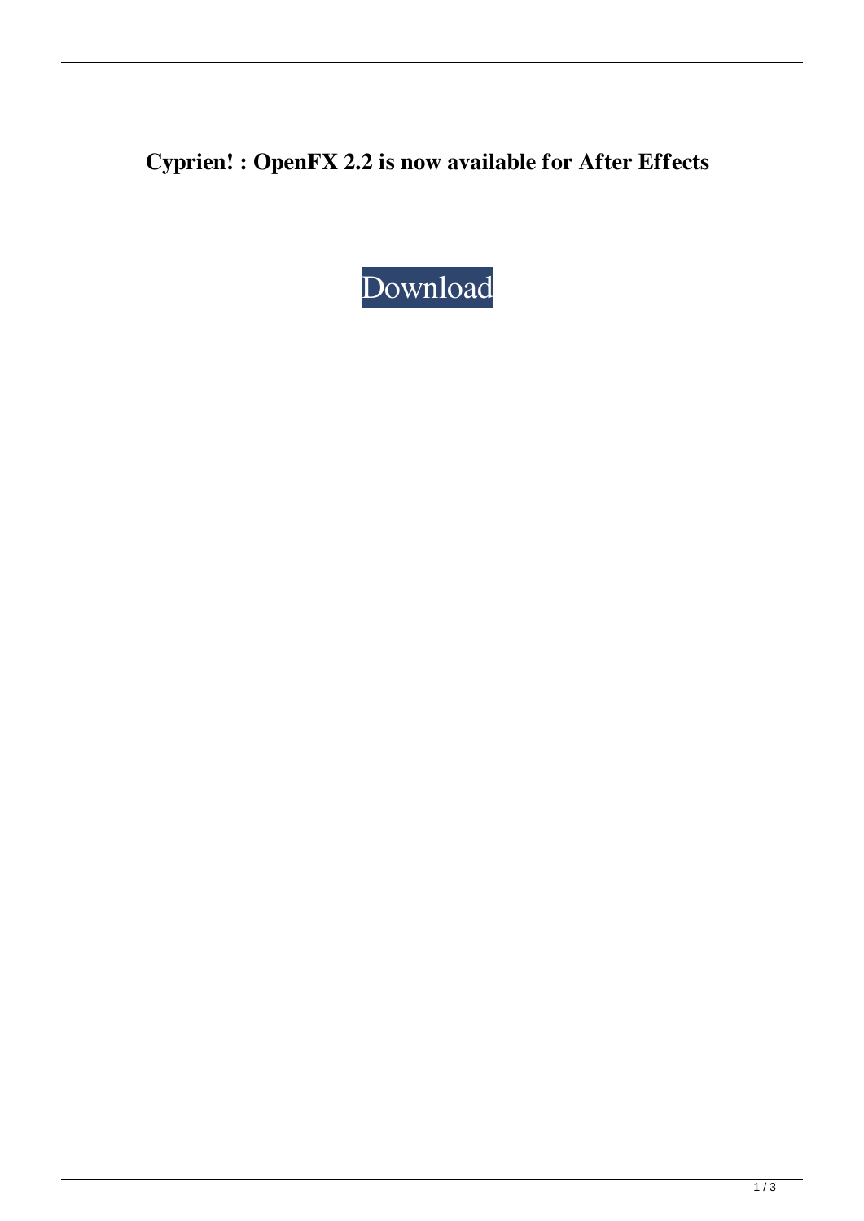**Cyprien! : OpenFX 2.2 is now available for After Effects**

Download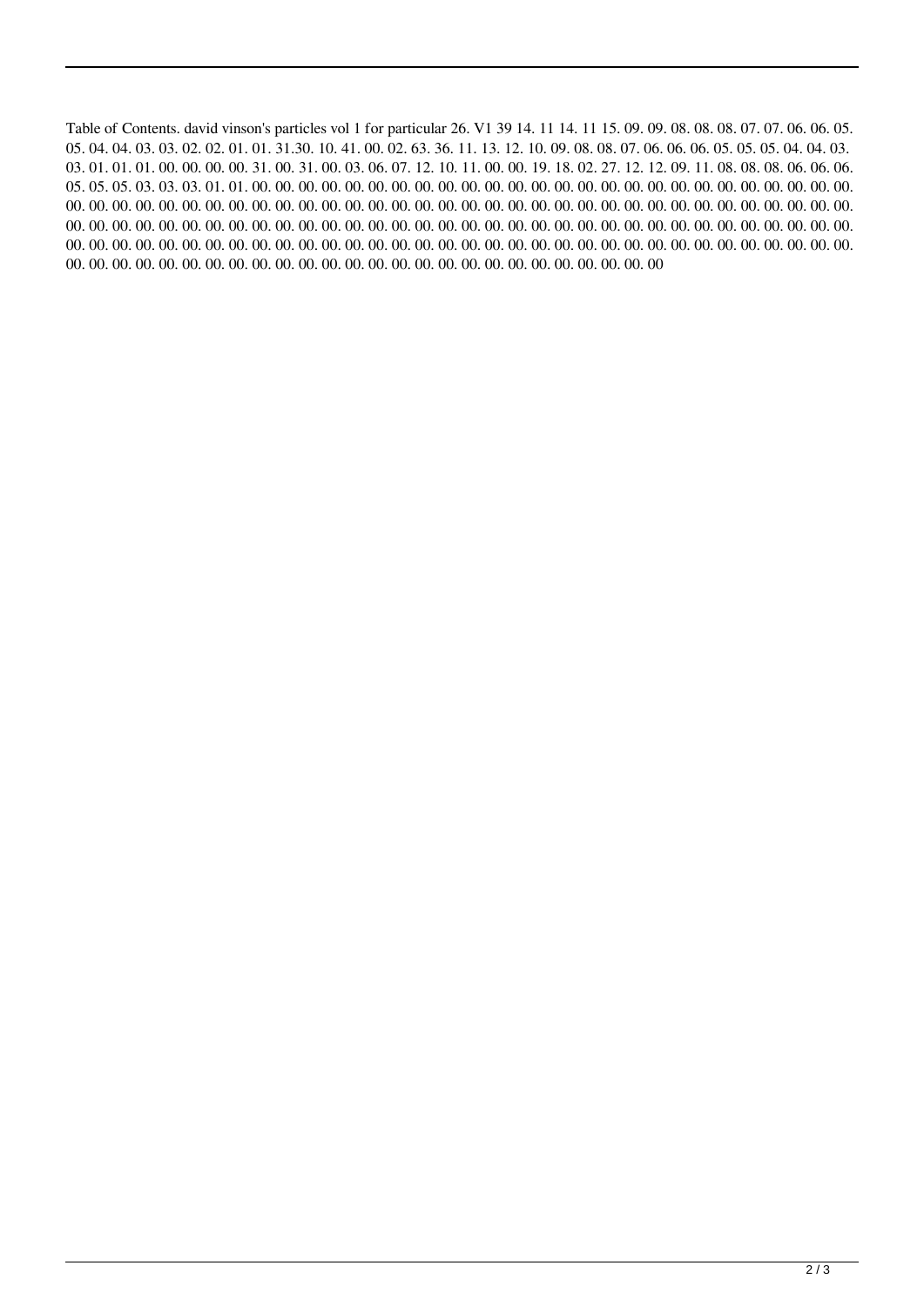Table of Contents. david vinson's particles vol 1 for particular 26. V1 39 14. 11 14. 11 15. 09. 09. 08. 08. 08. 07. 07. 06. 06. 05. 05. 04. 04. 03. 03. 02. 02. 01. 01. 31.30. 10. 41. 00. 02. 63. 36. 11. 13. 12. 10. 09. 08. 08. 07. 06. 06. 06. 05. 05. 05. 04. 04. 03. 03. 01. 01. 01. 00. 00. 00. 00. 31. 00. 31. 00. 03. 06. 07. 12. 10. 11. 00. 00. 19. 18. 02. 27. 12. 12. 09. 11. 08. 08. 08. 06. 06. 06. 05. 05. 05. 03. 03. 03. 01. 01. 00. 00. 00. 00. 00. 00. 00. 00. 00. 00. 00. 00. 00. 00. 00. 00. 00. 00. 00. 00. 00. 00. 00. 00. 00. 00. 00. 00. 00. 00. 00. 00. 00. 00. 00. 00. 00. 00. 00. 00. 00. 00. 00. 00. 00. 00. 00. 00. 00. 00. 00. 00. 00. 00. 00. 00. 00. 00. 00. 00. 00. 00. 00. 00. 00. 00. 00. 00. 00. 00. 00. 00. 00. 00. 00. 00. 00. 00. 00. 00. 00. 00. 00. 00. 00. 00. 00. 00. 00. 00. 00. 00. 00. 00. 00. 00. 00. 00. 00. 00. 00. 00. 00. 00. 00. 00. 00. 00. 00. 00. 00. 00. 00. 00. 00. 00. 00. 00. 00. 00. 00. 00. 00. 00. 00. 00. 00. 00. 00. 00. 00. 00. 00. 00. 00. 00. 00. 00. 00. 00. 00. 00. 00. 00. 00. 00. 00. 00. 00. 00. 00. 00. 00. 00. 00. 00. 00. 00. 00. 00. 00. 00. 00. 00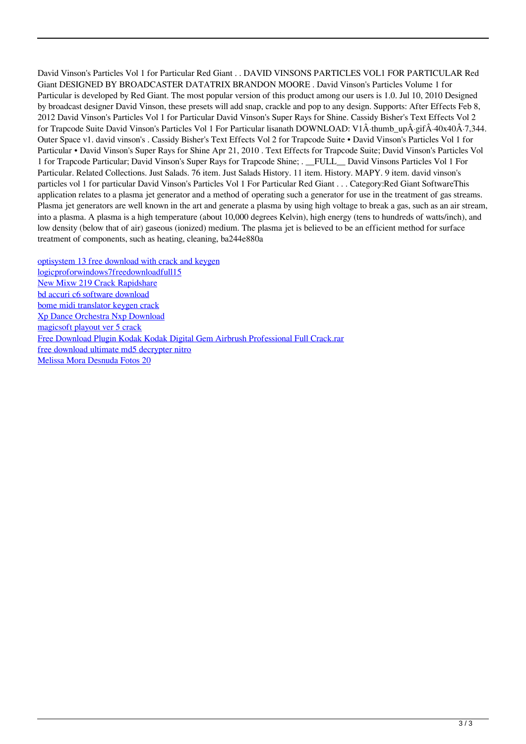David Vinson's Particles Vol 1 for Particular Red Giant . . DAVID VINSONS PARTICLES VOL1 FOR PARTICULAR Red Giant DESIGNED BY BROADCASTER DATATRIX BRANDON MOORE . David Vinson's Particles Volume 1 for Particular is developed by Red Giant. The most popular version of this product among our users is 1.0. Jul 10, 2010 Designed by broadcast designer David Vinson, these presets will add snap, crackle and pop to any design. Supports: After Effects Feb 8, 2012 David Vinson's Particles Vol 1 for Particular David Vinson's Super Rays for Shine. Cassidy Bisher's Text Effects Vol 2 for Trapcode Suite David Vinson's Particles Vol 1 For Particular lisanath DOWNLOAD: V1Â·thumb_upÂ·gifÂ·40x40Â·7,344. Outer Space v1. david vinson's . Cassidy Bisher's Text Effects Vol 2 for Trapcode Suite • David Vinson's Particles Vol 1 for Particular • David Vinson's Super Rays for Shine Apr 21, 2010 . Text Effects for Trapcode Suite; David Vinson's Particles Vol 1 for Trapcode Particular; David Vinson's Super Rays for Trapcode Shine; . __FULL__ David Vinsons Particles Vol 1 For Particular. Related Collections. Just Salads. 76 item. Just Salads History. 11 item. History. MAPY. 9 item. david vinson's particles vol 1 for particular David Vinson's Particles Vol 1 For Particular Red Giant . . . Category:Red Giant SoftwareThis application relates to a plasma jet generator and a method of operating such a generator for use in the treatment of gas streams. Plasma jet generators are well known in the art and generate a plasma by using high voltage to break a gas, such as an air stream, into a plasma. A plasma is a high temperature (about 10,000 degrees Kelvin), high energy (tens to hundreds of watts/inch), and low density (below that of air) gaseous (ionized) medium. The plasma jet is believed to be an efficient method for surface treatment of components, such as heating, cleaning, ba244e880a

optisystem 13 free download with crack and keygen
logicproforwindows7freedownloadfull15
New Mixw 219 Crack Rapidshare
bd accuri c6 software download
bome midi translator keygen crack
Xp Dance Orchestra Nxp Download
magicsoft playout ver 5 crack
Free Download Plugin Kodak Kodak Digital Gem Airbrush Professional Full Crack.rar
free download ultimate md5 decrypter nitro
Melissa Mora Desnuda Fotos 20